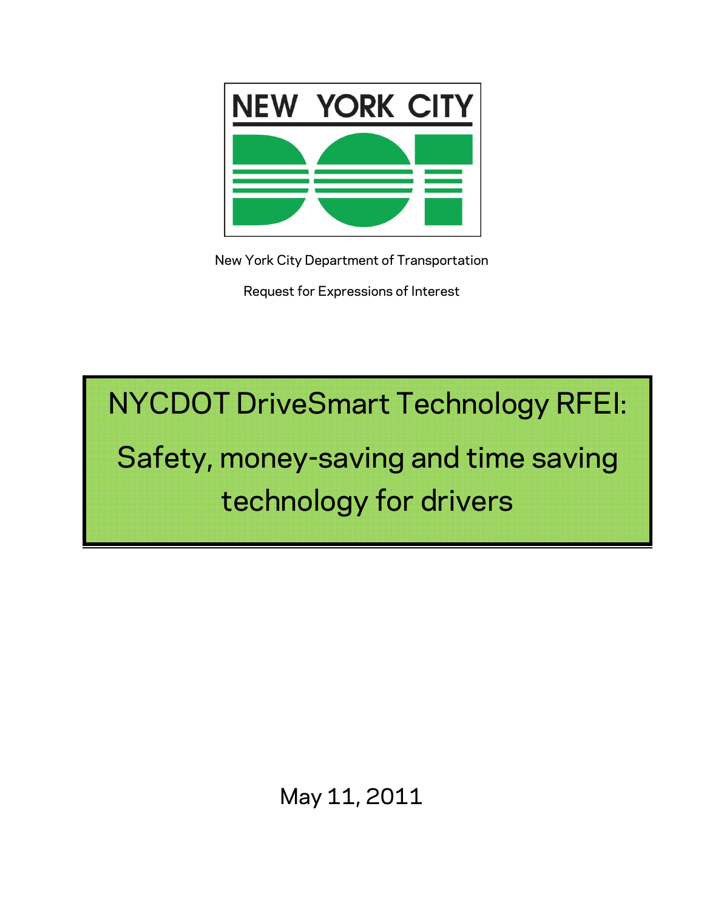NEW YORK CITY DOT

New York City Department of Transportation

Request for Expressions of Interest

# NYCDOT DriveSmart Technology RFEI:

# Safety, money-saving and time saving technology for drivers

May 11, 2011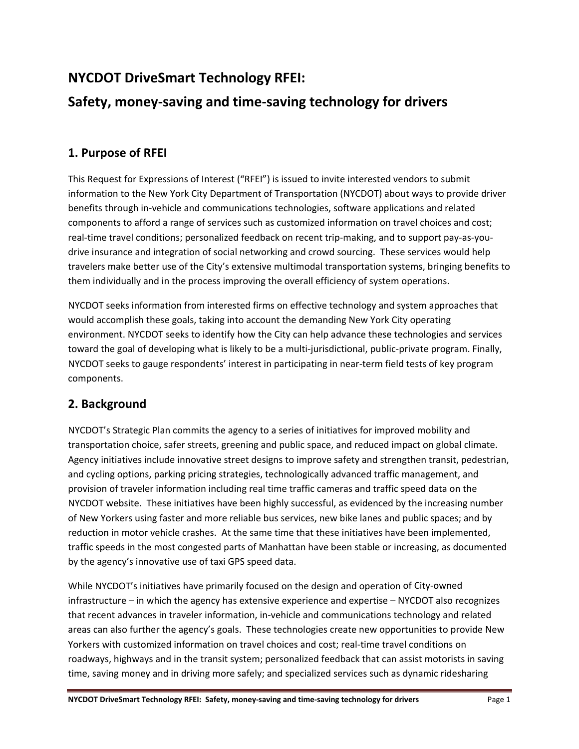# NYCDOT DriveSmart Technology RFEI:

# Safety, money-saving and time-saving technology for drivers

## 1. Purpose of RFEI

This Request for Expressions of Interest ("RFEI") is issued to invite interested vendors to submit information to the New York City Department of Transportation (NYCDOT) about ways to provide driver benefits through in-vehicle and communications technologies, software applications and related components to afford a range of services such as customized information on travel choices and cost; real-time travel conditions; personalized feedback on recent trip-making, and to support pay-as-you-drive insurance and integration of social networking and crowd sourcing. These services would help travelers make better use of the City's extensive multimodal transportation systems, bringing benefits to them individually and in the process improving the overall efficiency of system operations.

NYCDOT seeks information from interested firms on effective technology and system approaches that would accomplish these goals, taking into account the demanding New York City operating environment. NYCDOT seeks to identify how the City can help advance these technologies and services toward the goal of developing what is likely to be a multi-jurisdictional, public-private program. Finally, NYCDOT seeks to gauge respondents' interest in participating in near-term field tests of key program components.

## 2. Background

NYCDOT's Strategic Plan commits the agency to a series of initiatives for improved mobility and transportation choice, safer streets, greening and public space, and reduced impact on global climate. Agency initiatives include innovative street designs to improve safety and strengthen transit, pedestrian, and cycling options, parking pricing strategies, technologically advanced traffic management, and provision of traveler information including real time traffic cameras and traffic speed data on the NYCDOT website. These initiatives have been highly successful, as evidenced by the increasing number of New Yorkers using faster and more reliable bus services, new bike lanes and public spaces; and by reduction in motor vehicle crashes. At the same time that these initiatives have been implemented, traffic speeds in the most congested parts of Manhattan have been stable or increasing, as documented by the agency's innovative use of taxi GPS speed data.

While NYCDOT's initiatives have primarily focused on the design and operation of City-owned infrastructure – in which the agency has extensive experience and expertise – NYCDOT also recognizes that recent advances in traveler information, in-vehicle and communications technology and related areas can also further the agency's goals. These technologies create new opportunities to provide New Yorkers with customized information on travel choices and cost; real-time travel conditions on roadways, highways and in the transit system; personalized feedback that can assist motorists in saving time, saving money and in driving more safely; and specialized services such as dynamic ridesharing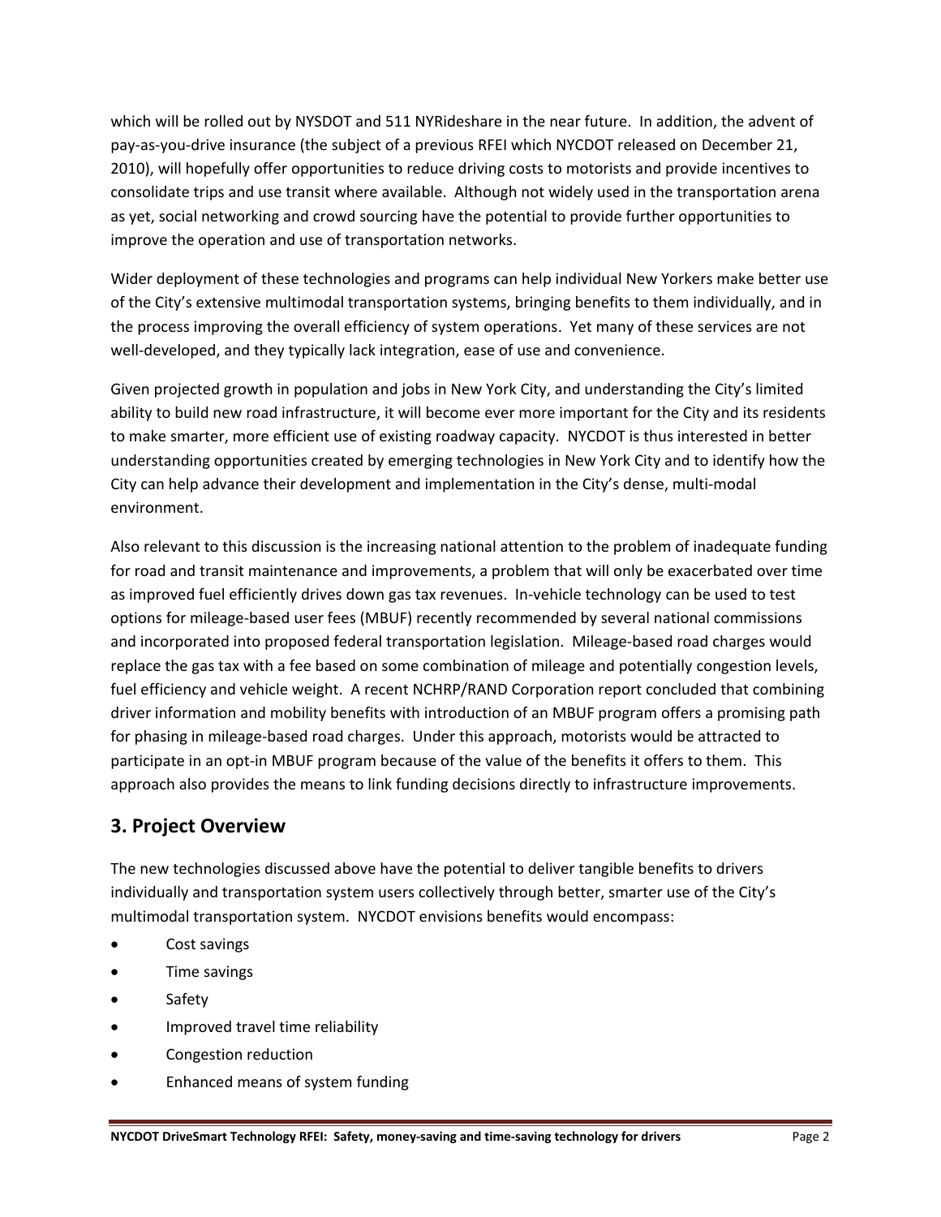which will be rolled out by NYSDOT and 511 NYRideshare in the near future. In addition, the advent of pay-as-you-drive insurance (the subject of a previous RFEI which NYCDOT released on December 21, 2010), will hopefully offer opportunities to reduce driving costs to motorists and provide incentives to consolidate trips and use transit where available. Although not widely used in the transportation arena as yet, social networking and crowd sourcing have the potential to provide further opportunities to improve the operation and use of transportation networks.

Wider deployment of these technologies and programs can help individual New Yorkers make better use of the City's extensive multimodal transportation systems, bringing benefits to them individually, and in the process improving the overall efficiency of system operations. Yet many of these services are not well-developed, and they typically lack integration, ease of use and convenience.

Given projected growth in population and jobs in New York City, and understanding the City's limited ability to build new road infrastructure, it will become ever more important for the City and its residents to make smarter, more efficient use of existing roadway capacity. NYCDOT is thus interested in better understanding opportunities created by emerging technologies in New York City and to identify how the City can help advance their development and implementation in the City's dense, multi-modal environment.

Also relevant to this discussion is the increasing national attention to the problem of inadequate funding for road and transit maintenance and improvements, a problem that will only be exacerbated over time as improved fuel efficiently drives down gas tax revenues. In-vehicle technology can be used to test options for mileage-based user fees (MBUF) recently recommended by several national commissions and incorporated into proposed federal transportation legislation. Mileage-based road charges would replace the gas tax with a fee based on some combination of mileage and potentially congestion levels, fuel efficiency and vehicle weight. A recent NCHRP/RAND Corporation report concluded that combining driver information and mobility benefits with introduction of an MBUF program offers a promising path for phasing in mileage-based road charges. Under this approach, motorists would be attracted to participate in an opt-in MBUF program because of the value of the benefits it offers to them. This approach also provides the means to link funding decisions directly to infrastructure improvements.

## 3. Project Overview

The new technologies discussed above have the potential to deliver tangible benefits to drivers individually and transportation system users collectively through better, smarter use of the City's multimodal transportation system. NYCDOT envisions benefits would encompass:

- Cost savings
- Time savings
- Safety
- Improved travel time reliability
- Congestion reduction
- Enhanced means of system funding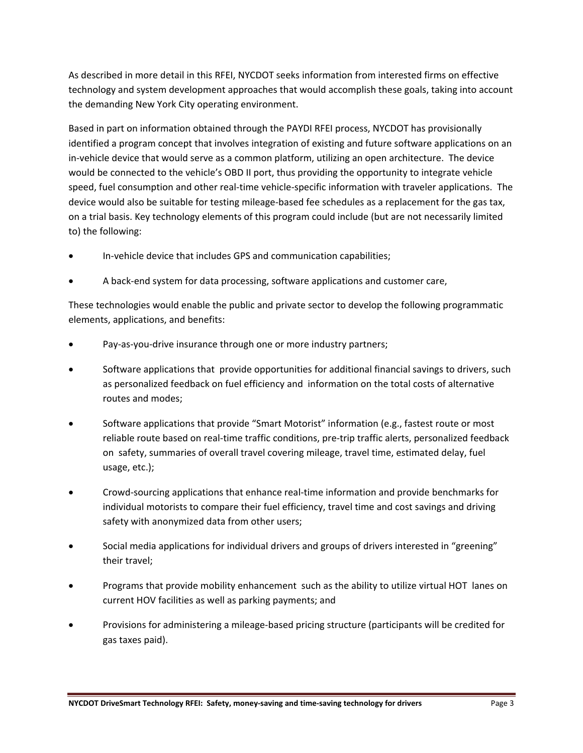As described in more detail in this RFEI, NYCDOT seeks information from interested firms on effective technology and system development approaches that would accomplish these goals, taking into account the demanding New York City operating environment.

Based in part on information obtained through the PAYDI RFEI process, NYCDOT has provisionally identified a program concept that involves integration of existing and future software applications on an in-vehicle device that would serve as a common platform, utilizing an open architecture. The device would be connected to the vehicle's OBD II port, thus providing the opportunity to integrate vehicle speed, fuel consumption and other real-time vehicle-specific information with traveler applications. The device would also be suitable for testing mileage-based fee schedules as a replacement for the gas tax, on a trial basis. Key technology elements of this program could include (but are not necessarily limited to) the following:

- In-vehicle device that includes GPS and communication capabilities;
- A back-end system for data processing, software applications and customer care,

These technologies would enable the public and private sector to develop the following programmatic elements, applications, and benefits:

- Pay-as-you-drive insurance through one or more industry partners;
- Software applications that provide opportunities for additional financial savings to drivers, such as personalized feedback on fuel efficiency and information on the total costs of alternative routes and modes;
- Software applications that provide "Smart Motorist" information (e.g., fastest route or most reliable route based on real-time traffic conditions, pre-trip traffic alerts, personalized feedback on safety, summaries of overall travel covering mileage, travel time, estimated delay, fuel usage, etc.);
- Crowd-sourcing applications that enhance real-time information and provide benchmarks for individual motorists to compare their fuel efficiency, travel time and cost savings and driving safety with anonymized data from other users;
- Social media applications for individual drivers and groups of drivers interested in "greening" their travel;
- Programs that provide mobility enhancement such as the ability to utilize virtual HOT lanes on current HOV facilities as well as parking payments; and
- Provisions for administering a mileage-based pricing structure (participants will be credited for gas taxes paid).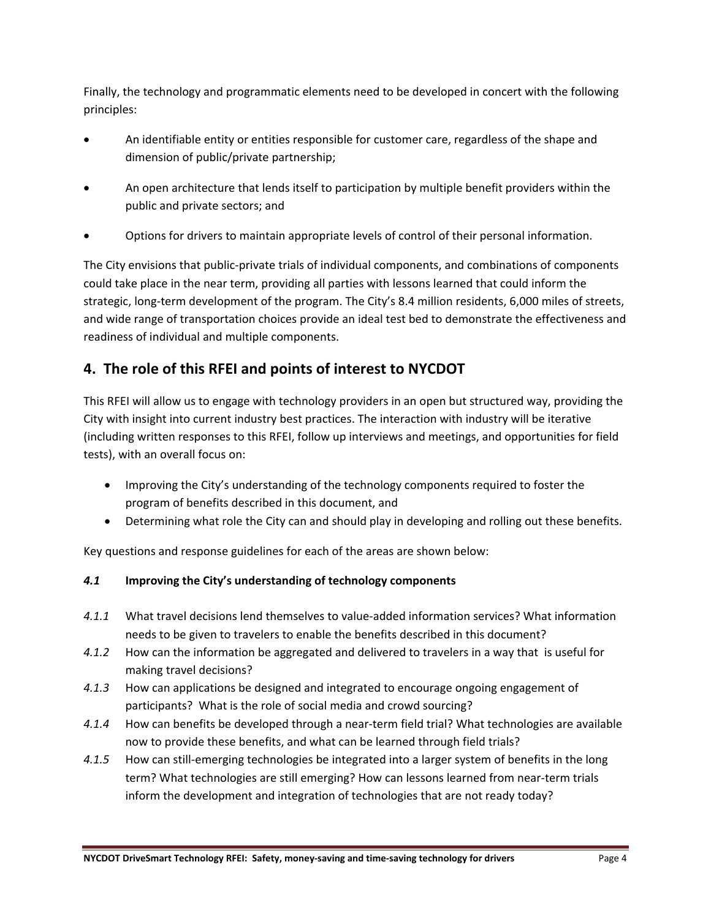Finally, the technology and programmatic elements need to be developed in concert with the following principles:

- An identifiable entity or entities responsible for customer care, regardless of the shape and dimension of public/private partnership;
- An open architecture that lends itself to participation by multiple benefit providers within the public and private sectors; and
- Options for drivers to maintain appropriate levels of control of their personal information.

The City envisions that public-private trials of individual components, and combinations of components could take place in the near term, providing all parties with lessons learned that could inform the strategic, long-term development of the program. The City's 8.4 million residents, 6,000 miles of streets, and wide range of transportation choices provide an ideal test bed to demonstrate the effectiveness and readiness of individual and multiple components.

## 4. The role of this RFEI and points of interest to NYCDOT

This RFEI will allow us to engage with technology providers in an open but structured way, providing the City with insight into current industry best practices. The interaction with industry will be iterative (including written responses to this RFEI, follow up interviews and meetings, and opportunities for field tests), with an overall focus on:

- Improving the City's understanding of the technology components required to foster the program of benefits described in this document, and
- Determining what role the City can and should play in developing and rolling out these benefits.

Key questions and response guidelines for each of the areas are shown below:

### *4.1* Improving the City's understanding of technology components

*4.1.1* What travel decisions lend themselves to value-added information services? What information needs to be given to travelers to enable the benefits described in this document?

*4.1.2* How can the information be aggregated and delivered to travelers in a way that is useful for making travel decisions?

*4.1.3* How can applications be designed and integrated to encourage ongoing engagement of participants? What is the role of social media and crowd sourcing?

*4.1.4* How can benefits be developed through a near-term field trial? What technologies are available now to provide these benefits, and what can be learned through field trials?

*4.1.5* How can still-emerging technologies be integrated into a larger system of benefits in the long term? What technologies are still emerging? How can lessons learned from near-term trials inform the development and integration of technologies that are not ready today?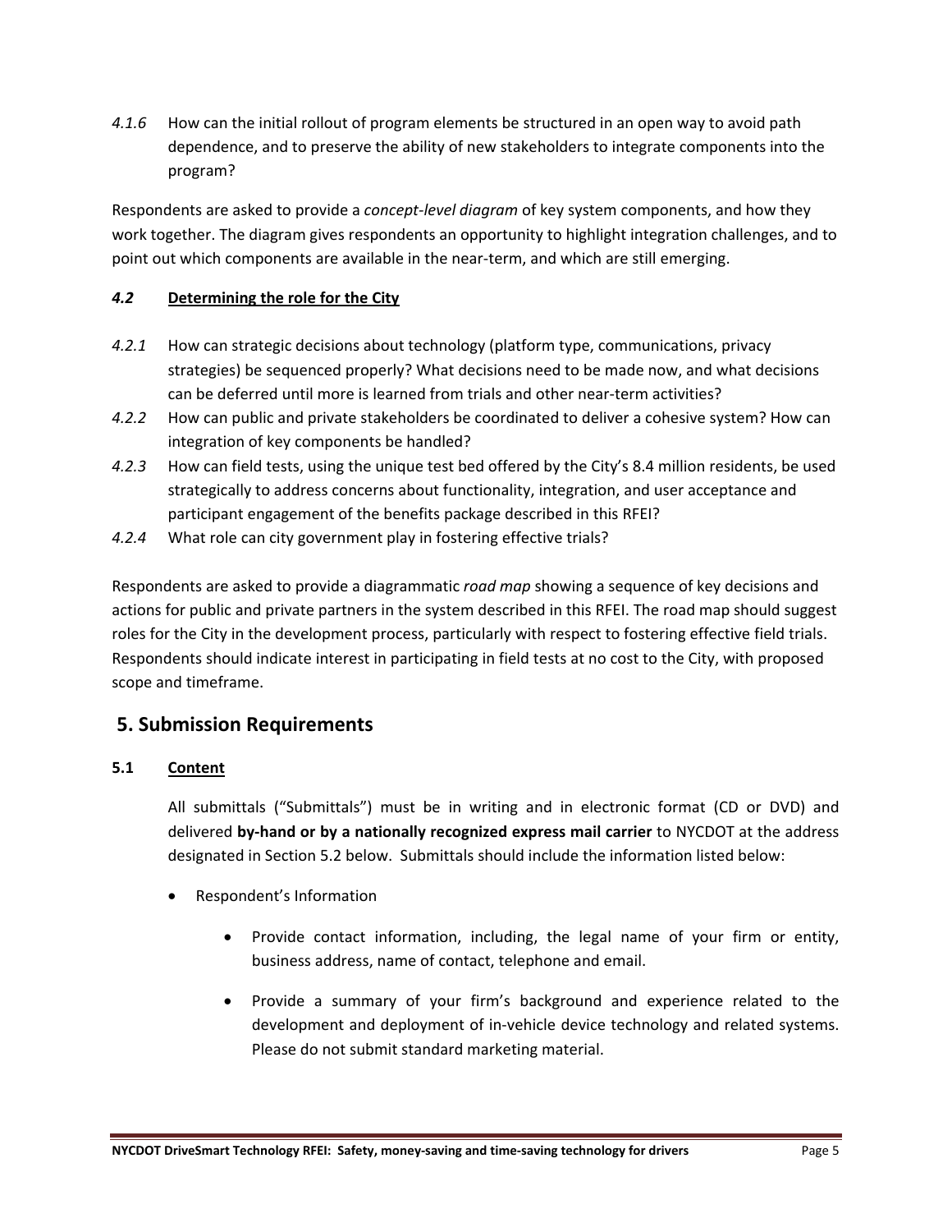*4.1.6* How can the initial rollout of program elements be structured in an open way to avoid path dependence, and to preserve the ability of new stakeholders to integrate components into the program?

Respondents are asked to provide a *concept-level diagram* of key system components, and how they work together. The diagram gives respondents an opportunity to highlight integration challenges, and to point out which components are available in the near-term, and which are still emerging.

### *4.2* Determining the role for the City

*4.2.1* How can strategic decisions about technology (platform type, communications, privacy strategies) be sequenced properly? What decisions need to be made now, and what decisions can be deferred until more is learned from trials and other near-term activities?

*4.2.2* How can public and private stakeholders be coordinated to deliver a cohesive system? How can integration of key components be handled?

*4.2.3* How can field tests, using the unique test bed offered by the City's 8.4 million residents, be used strategically to address concerns about functionality, integration, and user acceptance and participant engagement of the benefits package described in this RFEI?

*4.2.4* What role can city government play in fostering effective trials?

Respondents are asked to provide a diagrammatic *road map* showing a sequence of key decisions and actions for public and private partners in the system described in this RFEI. The road map should suggest roles for the City in the development process, particularly with respect to fostering effective field trials. Respondents should indicate interest in participating in field tests at no cost to the City, with proposed scope and timeframe.

## 5. Submission Requirements

### 5.1 Content

All submittals ("Submittals") must be in writing and in electronic format (CD or DVD) and delivered **by-hand or by a nationally recognized express mail carrier** to NYCDOT at the address designated in Section 5.2 below. Submittals should include the information listed below:

- Respondent's Information
    - Provide contact information, including, the legal name of your firm or entity, business address, name of contact, telephone and email.
    - Provide a summary of your firm's background and experience related to the development and deployment of in-vehicle device technology and related systems. Please do not submit standard marketing material.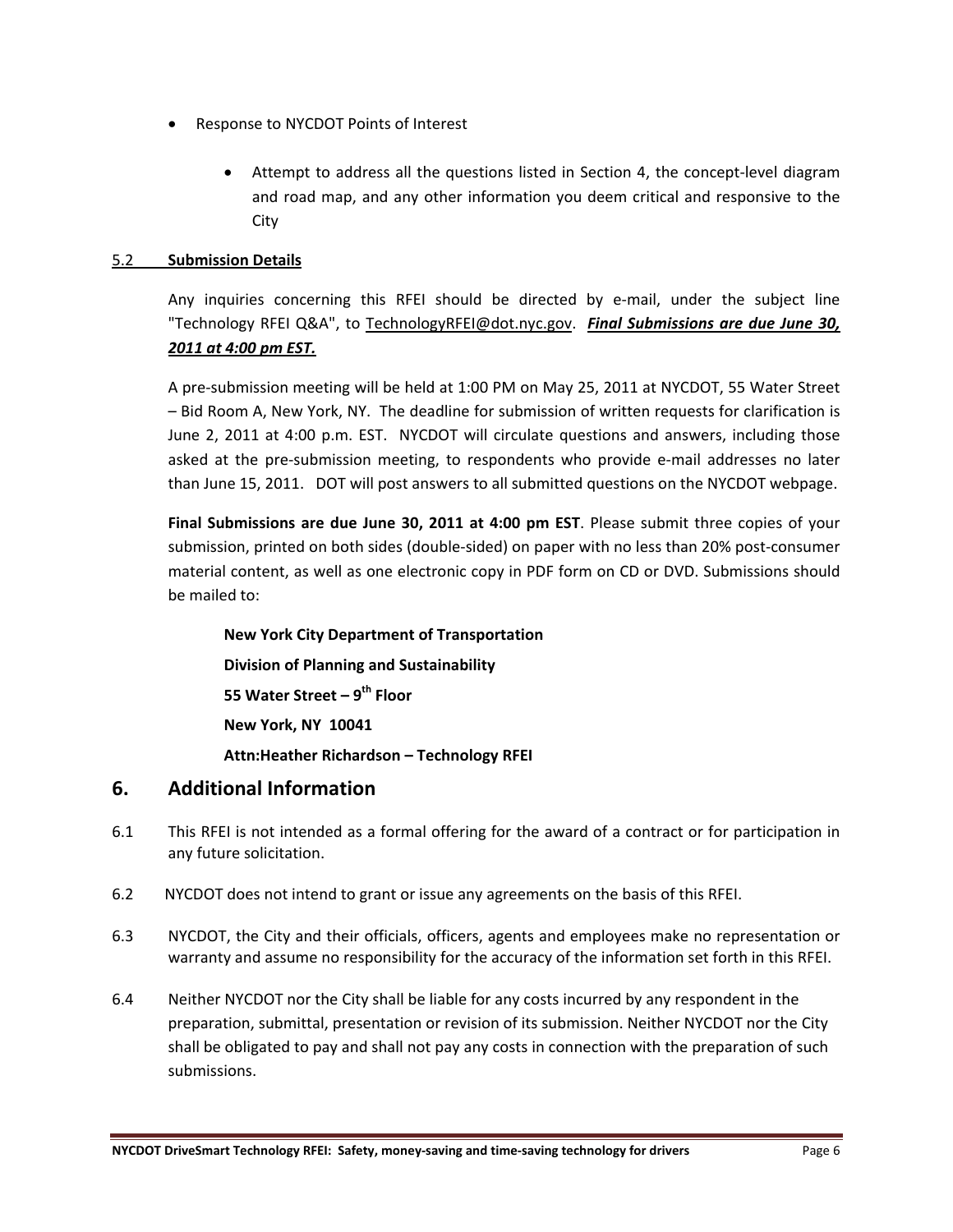- Response to NYCDOT Points of Interest

    - Attempt to address all the questions listed in Section 4, the concept-level diagram and road map, and any other information you deem critical and responsive to the City

### 5.2 Submission Details

Any inquiries concerning this RFEI should be directed by e-mail, under the subject line "Technology RFEI Q&A", to TechnologyRFEI@dot.nyc.gov. ***Final Submissions are due June 30, 2011 at 4:00 pm EST.***

A pre-submission meeting will be held at 1:00 PM on May 25, 2011 at NYCDOT, 55 Water Street – Bid Room A, New York, NY. The deadline for submission of written requests for clarification is June 2, 2011 at 4:00 p.m. EST. NYCDOT will circulate questions and answers, including those asked at the pre-submission meeting, to respondents who provide e-mail addresses no later than June 15, 2011. DOT will post answers to all submitted questions on the NYCDOT webpage.

**Final Submissions are due June 30, 2011 at 4:00 pm EST**. Please submit three copies of your submission, printed on both sides (double-sided) on paper with no less than 20% post-consumer material content, as well as one electronic copy in PDF form on CD or DVD. Submissions should be mailed to:

**New York City Department of Transportation**
**Division of Planning and Sustainability**
**55 Water Street – 9th Floor**
**New York, NY 10041**
**Attn:Heather Richardson – Technology RFEI**

## 6. Additional Information

6.1 This RFEI is not intended as a formal offering for the award of a contract or for participation in any future solicitation.

6.2 NYCDOT does not intend to grant or issue any agreements on the basis of this RFEI.

6.3 NYCDOT, the City and their officials, officers, agents and employees make no representation or warranty and assume no responsibility for the accuracy of the information set forth in this RFEI.

6.4 Neither NYCDOT nor the City shall be liable for any costs incurred by any respondent in the preparation, submittal, presentation or revision of its submission. Neither NYCDOT nor the City shall be obligated to pay and shall not pay any costs in connection with the preparation of such submissions.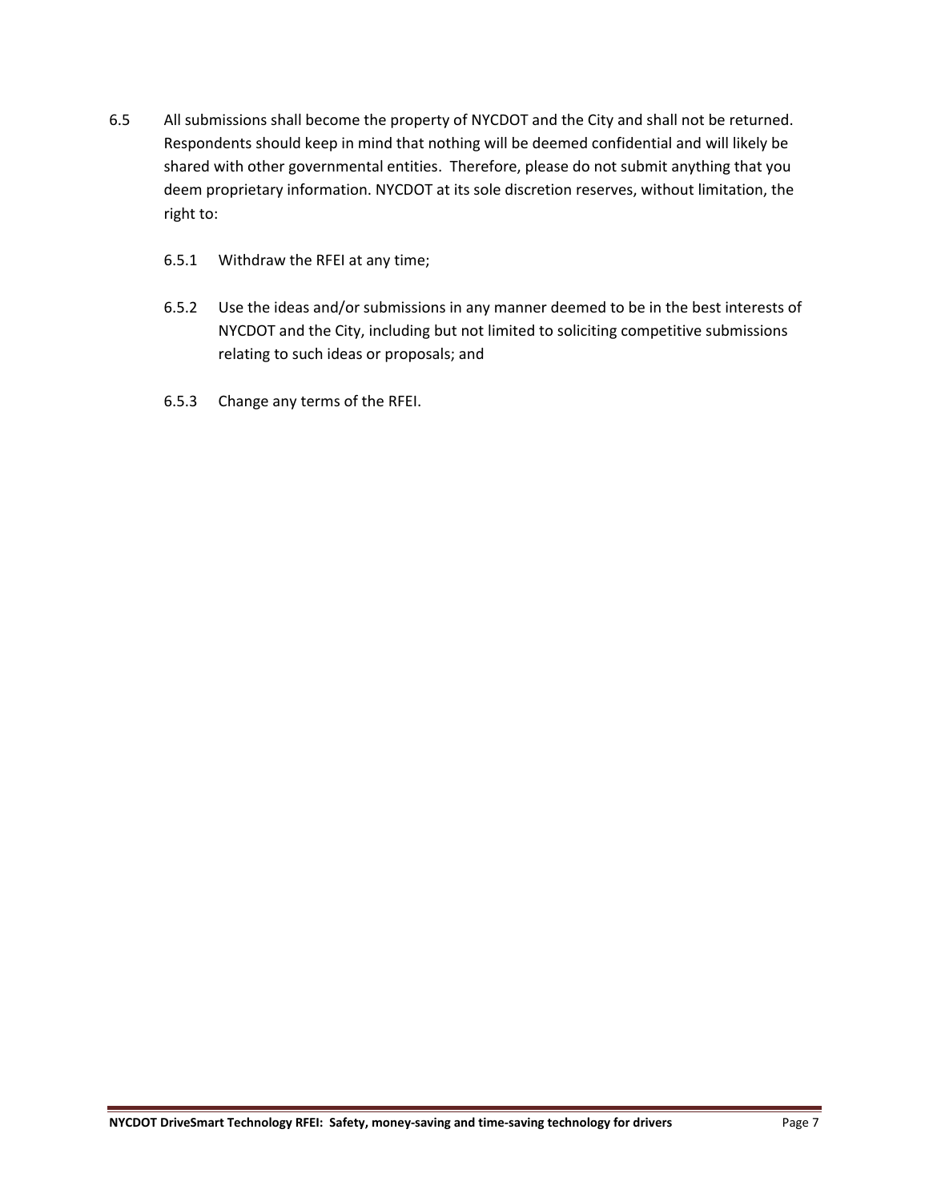6.5 All submissions shall become the property of NYCDOT and the City and shall not be returned. Respondents should keep in mind that nothing will be deemed confidential and will likely be shared with other governmental entities. Therefore, please do not submit anything that you deem proprietary information. NYCDOT at its sole discretion reserves, without limitation, the right to:

6.5.1 Withdraw the RFEI at any time;

6.5.2 Use the ideas and/or submissions in any manner deemed to be in the best interests of NYCDOT and the City, including but not limited to soliciting competitive submissions relating to such ideas or proposals; and

6.5.3 Change any terms of the RFEI.